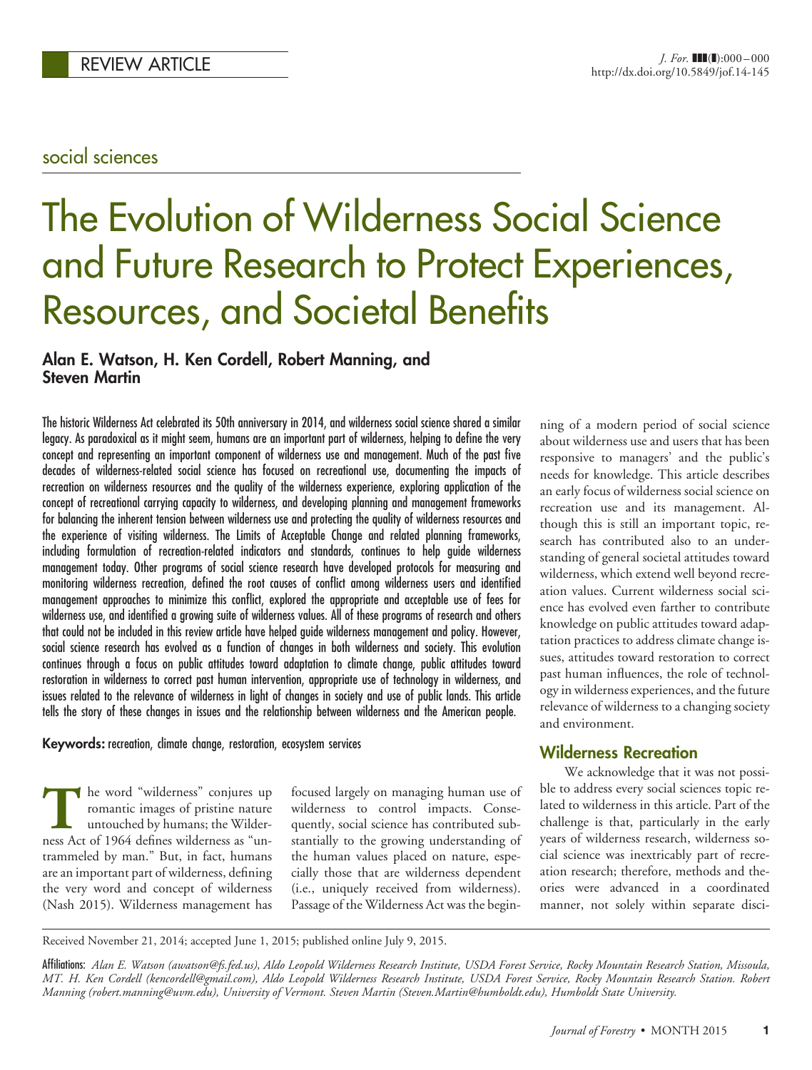REVIEW ARTICLE

social sciences

# The Evolution of Wilderness Social Science and Future Research to Protect Experiences, Resources, and Societal Benefits

**Alan E. Watson, H. Ken Cordell, Robert Manning, and Steven Martin**

The historic Wilderness Act celebrated its 50th anniversary in 2014, and wilderness social science shared a similar legacy. As paradoxical as it might seem, humans are an important part of wilderness, helping to define the very concept and representing an important component of wilderness use and management. Much of the past five decades of wilderness-related social science has focused on recreational use, documenting the impacts of recreation on wilderness resources and the quality of the wilderness experience, exploring application of the concept of recreational carrying capacity to wilderness, and developing planning and management frameworks for balancing the inherent tension between wilderness use and protecting the quality of wilderness resources and the experience of visiting wilderness. The Limits of Acceptable Change and related planning frameworks, including formulation of recreation-related indicators and standards, continues to help guide wilderness management today. Other programs of social science research have developed protocols for measuring and monitoring wilderness recreation, defined the root causes of conflict among wilderness users and identified management approaches to minimize this conflict, explored the appropriate and acceptable use of fees for wilderness use, and identified a growing suite of wilderness values. All of these programs of research and others that could not be included in this review article have helped guide wilderness management and policy. However, social science research has evolved as a function of changes in both wilderness and society. This evolution continues through a focus on public attitudes toward adaptation to climate change, public attitudes toward restoration in wilderness to correct past human intervention, appropriate use of technology in wilderness, and issues related to the relevance of wilderness in light of changes in society and use of public lands. This article tells the story of these changes in issues and the relationship between wilderness and the American people.

**Keywords:** recreation, climate change, restoration, ecosystem services

The word "wilderness" conjures up romantic images of pristine nature untouched by humans; the Wilderness Act of 1964 defines wilderness as "untrammeled by man." But, in fact, humans are an important part of wilderness, defining the very word and concept of wilderness (Nash 2015). Wilderness management has focused largely on managing human use of wilderness to control impacts. Consequently, social science has contributed substantially to the growing understanding of the human values placed on nature, especially those that are wilderness dependent (i.e., uniquely received from wilderness). Passage of the Wilderness Act was the beginning of a modern period of social science about wilderness use and users that has been responsive to managers' and the public's needs for knowledge. This article describes an early focus of wilderness social science on recreation use and its management. Although this is still an important topic, research has contributed also to an understanding of general societal attitudes toward wilderness, which extend well beyond recreation values. Current wilderness social science has evolved even farther to contribute knowledge on public attitudes toward adaptation practices to address climate change issues, attitudes toward restoration to correct past human influences, the role of technology in wilderness experiences, and the future relevance of wilderness to a changing society and environment.

## Wilderness Recreation

We acknowledge that it was not possible to address every social sciences topic related to wilderness in this article. Part of the challenge is that, particularly in the early years of wilderness research, wilderness social science was inextricably part of recreation research; therefore, methods and theories were advanced in a coordinated manner, not solely within separate disci-

Received November 21, 2014; accepted June 1, 2015; published online July 9, 2015.

Affiliations: *Alan E. Watson (awatson@fs.fed.us), Aldo Leopold Wilderness Research Institute, USDA Forest Service, Rocky Mountain Research Station, Missoula, MT. H. Ken Cordell (kencordell@gmail.com), Aldo Leopold Wilderness Research Institute, USDA Forest Service, Rocky Mountain Research Station. Robert Manning (robert.manning@uvm.edu), University of Vermont. Steven Martin (Steven.Martin@humboldt.edu), Humboldt State University.*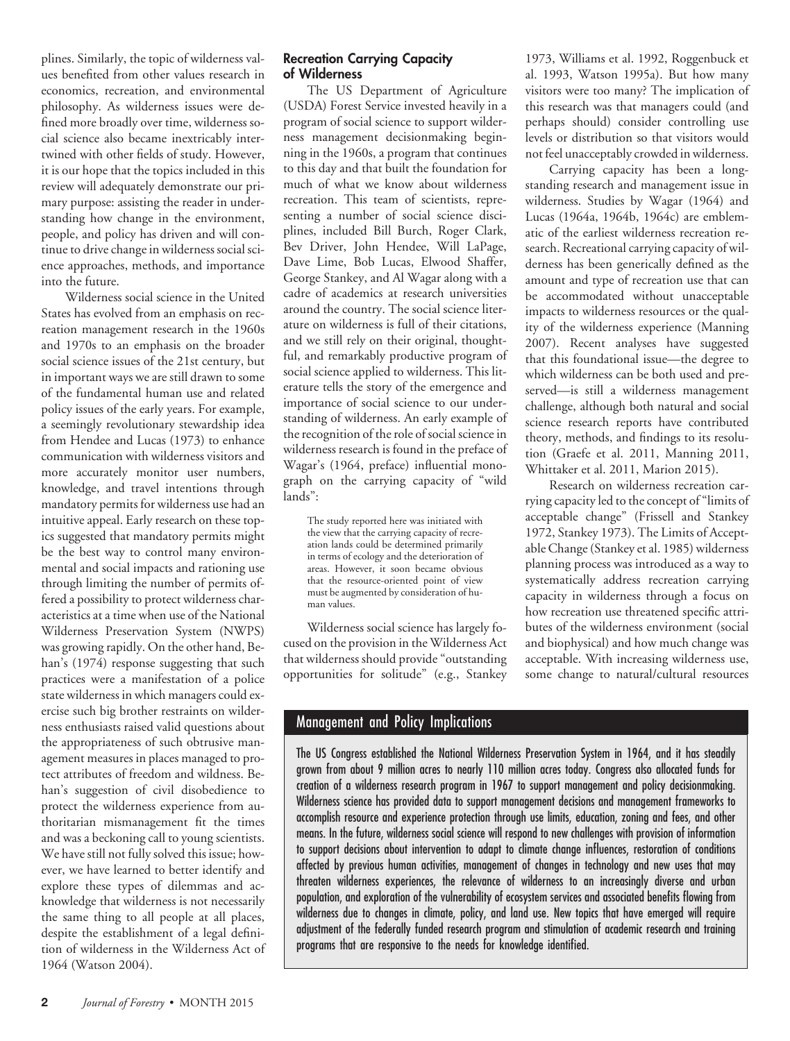plines. Similarly, the topic of wilderness values benefited from other values research in economics, recreation, and environmental philosophy. As wilderness issues were defined more broadly over time, wilderness social science also became inextricably intertwined with other fields of study. However, it is our hope that the topics included in this review will adequately demonstrate our primary purpose: assisting the reader in understanding how change in the environment, people, and policy has driven and will continue to drive change in wilderness social science approaches, methods, and importance into the future.

Wilderness social science in the United States has evolved from an emphasis on recreation management research in the 1960s and 1970s to an emphasis on the broader social science issues of the 21st century, but in important ways we are still drawn to some of the fundamental human use and related policy issues of the early years. For example, a seemingly revolutionary stewardship idea from Hendee and Lucas (1973) to enhance communication with wilderness visitors and more accurately monitor user numbers, knowledge, and travel intentions through mandatory permits for wilderness use had an intuitive appeal. Early research on these topics suggested that mandatory permits might be the best way to control many environmental and social impacts and rationing use through limiting the number of permits offered a possibility to protect wilderness characteristics at a time when use of the National Wilderness Preservation System (NWPS) was growing rapidly. On the other hand, Behan's (1974) response suggesting that such practices were a manifestation of a police state wilderness in which managers could exercise such big brother restraints on wilderness enthusiasts raised valid questions about the appropriateness of such obtrusive management measures in places managed to protect attributes of freedom and wildness. Behan's suggestion of civil disobedience to protect the wilderness experience from authoritarian mismanagement fit the times and was a beckoning call to young scientists. We have still not fully solved this issue; however, we have learned to better identify and explore these types of dilemmas and acknowledge that wilderness is not necessarily the same thing to all people at all places, despite the establishment of a legal definition of wilderness in the Wilderness Act of 1964 (Watson 2004).

### Recreation Carrying Capacity of Wilderness

The US Department of Agriculture (USDA) Forest Service invested heavily in a program of social science to support wilderness management decisionmaking beginning in the 1960s, a program that continues to this day and that built the foundation for much of what we know about wilderness recreation. This team of scientists, representing a number of social science disciplines, included Bill Burch, Roger Clark, Bev Driver, John Hendee, Will LaPage, Dave Lime, Bob Lucas, Elwood Shaffer, George Stankey, and Al Wagar along with a cadre of academics at research universities around the country. The social science literature on wilderness is full of their citations, and we still rely on their original, thoughtful, and remarkably productive program of social science applied to wilderness. This literature tells the story of the emergence and importance of social science to our understanding of wilderness. An early example of the recognition of the role of social science in wilderness research is found in the preface of Wagar's (1964, preface) influential monograph on the carrying capacity of "wild lands":

> The study reported here was initiated with the view that the carrying capacity of recreation lands could be determined primarily in terms of ecology and the deterioration of areas. However, it soon became obvious that the resource-oriented point of view must be augmented by consideration of human values.

Wilderness social science has largely focused on the provision in the Wilderness Act that wilderness should provide "outstanding opportunities for solitude" (e.g., Stankey 1973, Williams et al. 1992, Roggenbuck et al. 1993, Watson 1995a). But how many visitors were too many? The implication of this research was that managers could (and perhaps should) consider controlling use levels or distribution so that visitors would not feel unacceptably crowded in wilderness.

Carrying capacity has been a longstanding research and management issue in wilderness. Studies by Wagar (1964) and Lucas (1964a, 1964b, 1964c) are emblematic of the earliest wilderness recreation research. Recreational carrying capacity of wilderness has been generically defined as the amount and type of recreation use that can be accommodated without unacceptable impacts to wilderness resources or the quality of the wilderness experience (Manning 2007). Recent analyses have suggested that this foundational issue—the degree to which wilderness can be both used and preserved—is still a wilderness management challenge, although both natural and social science research reports have contributed theory, methods, and findings to its resolution (Graefe et al. 2011, Manning 2011, Whittaker et al. 2011, Marion 2015).

Research on wilderness recreation carrying capacity led to the concept of "limits of acceptable change" (Frissell and Stankey 1972, Stankey 1973). The Limits of Acceptable Change (Stankey et al. 1985) wilderness planning process was introduced as a way to systematically address recreation carrying capacity in wilderness through a focus on how recreation use threatened specific attributes of the wilderness environment (social and biophysical) and how much change was acceptable. With increasing wilderness use, some change to natural/cultural resources

### Management and Policy Implications

The US Congress established the National Wilderness Preservation System in 1964, and it has steadily grown from about 9 million acres to nearly 110 million acres today. Congress also allocated funds for creation of a wilderness research program in 1967 to support management and policy decisionmaking. Wilderness science has provided data to support management decisions and management frameworks to accomplish resource and experience protection through use limits, education, zoning and fees, and other means. In the future, wilderness social science will respond to new challenges with provision of information to support decisions about intervention to adapt to climate change influences, restoration of conditions affected by previous human activities, management of changes in technology and new uses that may threaten wilderness experiences, the relevance of wilderness to an increasingly diverse and urban population, and exploration of the vulnerability of ecosystem services and associated benefits flowing from wilderness due to changes in climate, policy, and land use. New topics that have emerged will require adjustment of the federally funded research program and stimulation of academic research and training programs that are responsive to the needs for knowledge identified.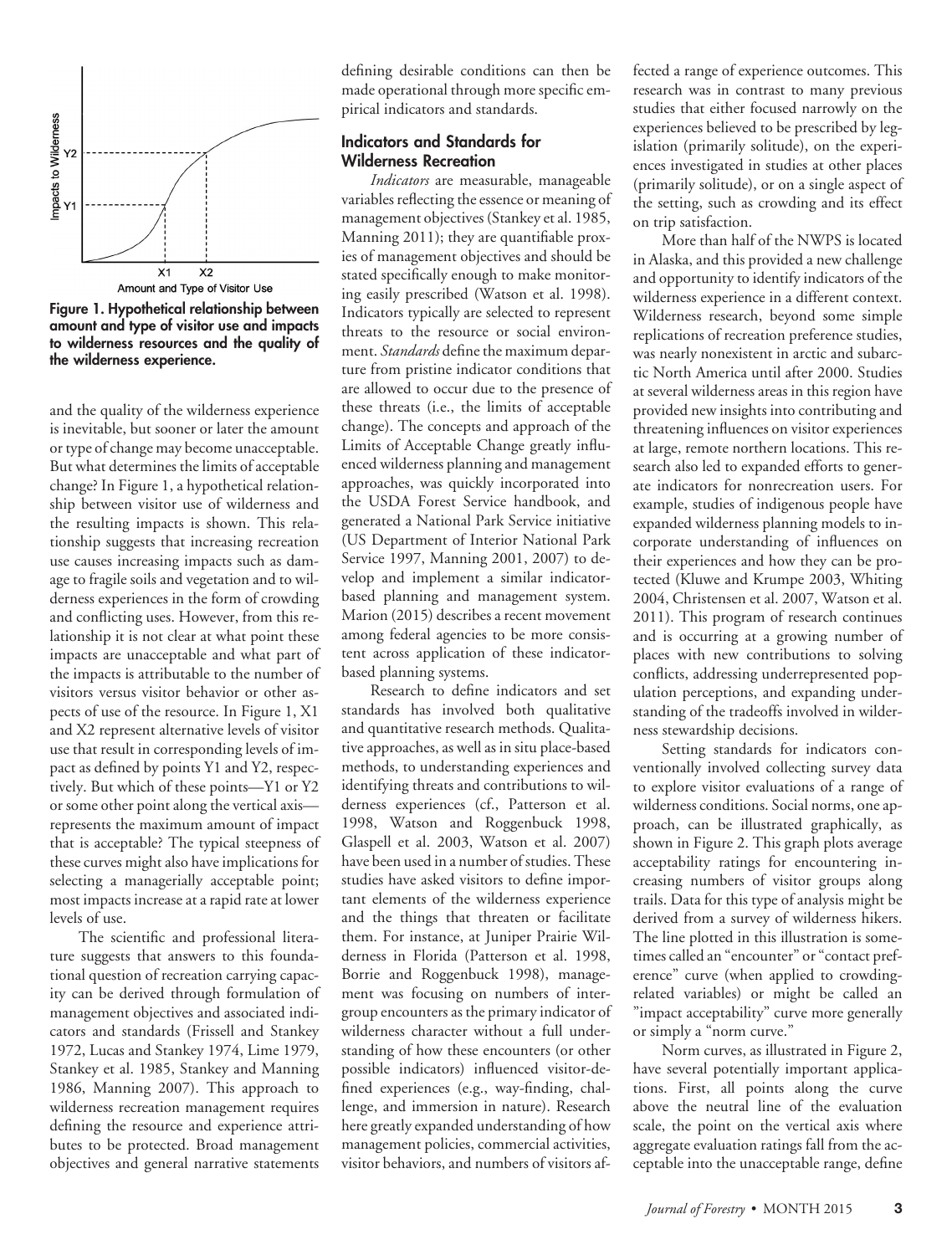Impacts to Wilderness

Y2

Y1

X1 X2

Amount and Type of Visitor Use

**Figure 1. Hypothetical relationship between amount and type of visitor use and impacts to wilderness resources and the quality of the wilderness experience.**

and the quality of the wilderness experience is inevitable, but sooner or later the amount or type of change may become unacceptable. But what determines the limits of acceptable change? In Figure 1, a hypothetical relationship between visitor use of wilderness and the resulting impacts is shown. This relationship suggests that increasing recreation use causes increasing impacts such as damage to fragile soils and vegetation and to wilderness experiences in the form of crowding and conflicting uses. However, from this relationship it is not clear at what point these impacts are unacceptable and what part of the impacts is attributable to the number of visitors versus visitor behavior or other aspects of use of the resource. In Figure 1, X1 and X2 represent alternative levels of visitor use that result in corresponding levels of impact as defined by points Y1 and Y2, respectively. But which of these points—Y1 or Y2 or some other point along the vertical axis—represents the maximum amount of impact that is acceptable? The typical steepness of these curves might also have implications for selecting a managerially acceptable point; most impacts increase at a rapid rate at lower levels of use.

The scientific and professional literature suggests that answers to this foundational question of recreation carrying capacity can be derived through formulation of management objectives and associated indicators and standards (Frissell and Stankey 1972, Lucas and Stankey 1974, Lime 1979, Stankey et al. 1985, Stankey and Manning 1986, Manning 2007). This approach to wilderness recreation management requires defining the resource and experience attributes to be protected. Broad management objectives and general narrative statements defining desirable conditions can then be made operational through more specific empirical indicators and standards.

## Indicators and Standards for Wilderness Recreation

*Indicators* are measurable, manageable variables reflecting the essence or meaning of management objectives (Stankey et al. 1985, Manning 2011); they are quantifiable proxies of management objectives and should be stated specifically enough to make monitoring easily prescribed (Watson et al. 1998). Indicators typically are selected to represent threats to the resource or social environment. *Standards* define the maximum departure from pristine indicator conditions that are allowed to occur due to the presence of these threats (i.e., the limits of acceptable change). The concepts and approach of the Limits of Acceptable Change greatly influenced wilderness planning and management approaches, was quickly incorporated into the USDA Forest Service handbook, and generated a National Park Service initiative (US Department of Interior National Park Service 1997, Manning 2001, 2007) to develop and implement a similar indicator-based planning and management system. Marion (2015) describes a recent movement among federal agencies to be more consistent across application of these indicator-based planning systems.

Research to define indicators and set standards has involved both qualitative and quantitative research methods. Qualitative approaches, as well as in situ place-based methods, to understanding experiences and identifying threats and contributions to wilderness experiences (cf., Patterson et al. 1998, Watson and Roggenbuck 1998, Glaspell et al. 2003, Watson et al. 2007) have been used in a number of studies. These studies have asked visitors to define important elements of the wilderness experience and the things that threaten or facilitate them. For instance, at Juniper Prairie Wilderness in Florida (Patterson et al. 1998, Borrie and Roggenbuck 1998), management was focusing on numbers of intergroup encounters as the primary indicator of wilderness character without a full understanding of how these encounters (or other possible indicators) influenced visitor-defined experiences (e.g., way-finding, challenge, and immersion in nature). Research here greatly expanded understanding of how management policies, commercial activities, visitor behaviors, and numbers of visitors affected a range of experience outcomes. This research was in contrast to many previous studies that either focused narrowly on the experiences believed to be prescribed by legislation (primarily solitude), on the experiences investigated in studies at other places (primarily solitude), or on a single aspect of the setting, such as crowding and its effect on trip satisfaction.

More than half of the NWPS is located in Alaska, and this provided a new challenge and opportunity to identify indicators of the wilderness experience in a different context. Wilderness research, beyond some simple replications of recreation preference studies, was nearly nonexistent in arctic and subarctic North America until after 2000. Studies at several wilderness areas in this region have provided new insights into contributing and threatening influences on visitor experiences at large, remote northern locations. This research also led to expanded efforts to generate indicators for nonrecreation users. For example, studies of indigenous people have expanded wilderness planning models to incorporate understanding of influences on their experiences and how they can be protected (Kluwe and Krumpe 2003, Whiting 2004, Christensen et al. 2007, Watson et al. 2011). This program of research continues and is occurring at a growing number of places with new contributions to solving conflicts, addressing underrepresented population perceptions, and expanding understanding of the tradeoffs involved in wilderness stewardship decisions.

Setting standards for indicators conventionally involved collecting survey data to explore visitor evaluations of a range of wilderness conditions. Social norms, one approach, can be illustrated graphically, as shown in Figure 2. This graph plots average acceptability ratings for encountering increasing numbers of visitor groups along trails. Data for this type of analysis might be derived from a survey of wilderness hikers. The line plotted in this illustration is sometimes called an "encounter" or "contact preference" curve (when applied to crowding-related variables) or might be called an "impact acceptability" curve more generally or simply a "norm curve."

Norm curves, as illustrated in Figure 2, have several potentially important applications. First, all points along the curve above the neutral line of the evaluation scale, the point on the vertical axis where aggregate evaluation ratings fall from the acceptable into the unacceptable range, define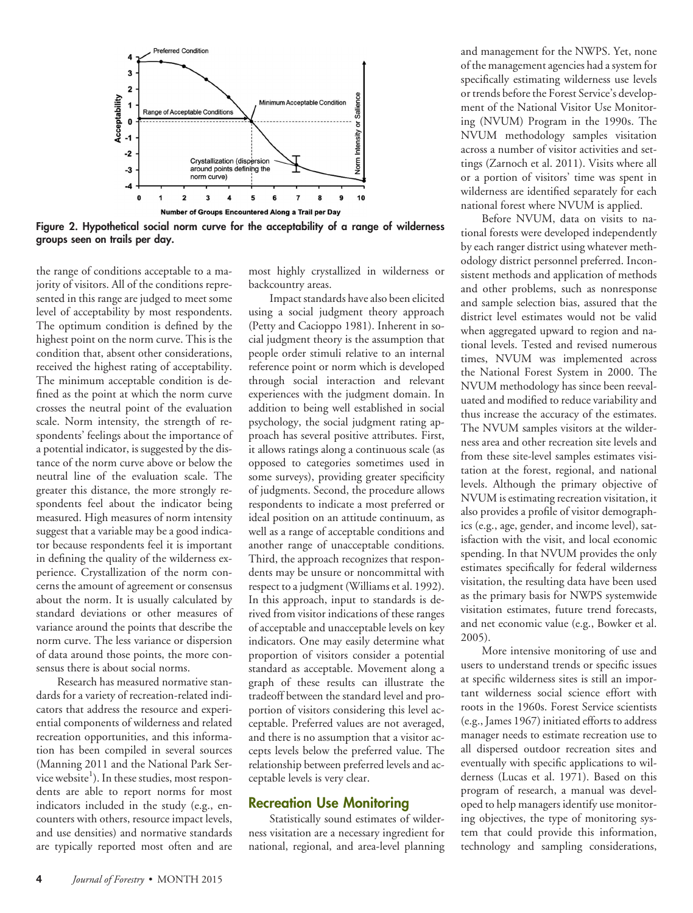Preferred Condition

4
3
2
1
0
-1
-2
-3
-4

Acceptability

Range of Acceptable Conditions

Minimum Acceptable Condition

Norm Intensity or Salience

Crystallization (dispersion around points defining the norm curve)

0 1 2 3 4 5 6 7 8 9 10

Number of Groups Encountered Along a Trail per Day

**Figure 2. Hypothetical social norm curve for the acceptability of a range of wilderness groups seen on trails per day.**

the range of conditions acceptable to a majority of visitors. All of the conditions represented in this range are judged to meet some level of acceptability by most respondents. The optimum condition is defined by the highest point on the norm curve. This is the condition that, absent other considerations, received the highest rating of acceptability. The minimum acceptable condition is defined as the point at which the norm curve crosses the neutral point of the evaluation scale. Norm intensity, the strength of respondents' feelings about the importance of a potential indicator, is suggested by the distance of the norm curve above or below the neutral line of the evaluation scale. The greater this distance, the more strongly respondents feel about the indicator being measured. High measures of norm intensity suggest that a variable may be a good indicator because respondents feel it is important in defining the quality of the wilderness experience. Crystallization of the norm concerns the amount of agreement or consensus about the norm. It is usually calculated by standard deviations or other measures of variance around the points that describe the norm curve. The less variance or dispersion of data around those points, the more consensus there is about social norms.

Research has measured normative standards for a variety of recreation-related indicators that address the resource and experiential components of wilderness and related recreation opportunities, and this information has been compiled in several sources (Manning 2011 and the National Park Service website[1]). In these studies, most respondents are able to report norms for most indicators included in the study (e.g., encounters with others, resource impact levels, and use densities) and normative standards are typically reported most often and are most highly crystallized in wilderness or backcountry areas.

Impact standards have also been elicited using a social judgment theory approach (Petty and Cacioppo 1981). Inherent in social judgment theory is the assumption that people order stimuli relative to an internal reference point or norm which is developed through social interaction and relevant experiences with the judgment domain. In addition to being well established in social psychology, the social judgment rating approach has several positive attributes. First, it allows ratings along a continuous scale (as opposed to categories sometimes used in some surveys), providing greater specificity of judgments. Second, the procedure allows respondents to indicate a most preferred or ideal position on an attitude continuum, as well as a range of acceptable conditions and another range of unacceptable conditions. Third, the approach recognizes that respondents may be unsure or noncommittal with respect to a judgment (Williams et al. 1992). In this approach, input to standards is derived from visitor indications of these ranges of acceptable and unacceptable levels on key indicators. One may easily determine what proportion of visitors consider a potential standard as acceptable. Movement along a graph of these results can illustrate the tradeoff between the standard level and proportion of visitors considering this level acceptable. Preferred values are not averaged, and there is no assumption that a visitor accepts levels below the preferred value. The relationship between preferred levels and acceptable levels is very clear.

## Recreation Use Monitoring

Statistically sound estimates of wilderness visitation are a necessary ingredient for national, regional, and area-level planning and management for the NWPS. Yet, none of the management agencies had a system for specifically estimating wilderness use levels or trends before the Forest Service's development of the National Visitor Use Monitoring (NVUM) Program in the 1990s. The NVUM methodology samples visitation across a number of visitor activities and settings (Zarnoch et al. 2011). Visits where all or a portion of visitors' time was spent in wilderness are identified separately for each national forest where NVUM is applied.

Before NVUM, data on visits to national forests were developed independently by each ranger district using whatever methodology district personnel preferred. Inconsistent methods and application of methods and other problems, such as nonresponse and sample selection bias, assured that the district level estimates would not be valid when aggregated upward to region and national levels. Tested and revised numerous times, NVUM was implemented across the National Forest System in 2000. The NVUM methodology has since been reevaluated and modified to reduce variability and thus increase the accuracy of the estimates. The NVUM samples visitors at the wilderness area and other recreation site levels and from these site-level samples estimates visitation at the forest, regional, and national levels. Although the primary objective of NVUM is estimating recreation visitation, it also provides a profile of visitor demographics (e.g., age, gender, and income level), satisfaction with the visit, and local economic spending. In that NVUM provides the only estimates specifically for federal wilderness visitation, the resulting data have been used as the primary basis for NWPS systemwide visitation estimates, future trend forecasts, and net economic value (e.g., Bowker et al. 2005).

More intensive monitoring of use and users to understand trends or specific issues at specific wilderness sites is still an important wilderness social science effort with roots in the 1960s. Forest Service scientists (e.g., James 1967) initiated efforts to address management needs to estimate recreation use to all dispersed outdoor recreation sites and eventually with specific applications to wilderness (Lucas et al. 1971). Based on this program of research, a manual was developed to help managers identify use monitoring objectives, the type of monitoring system that could provide this information, technology and sampling considerations,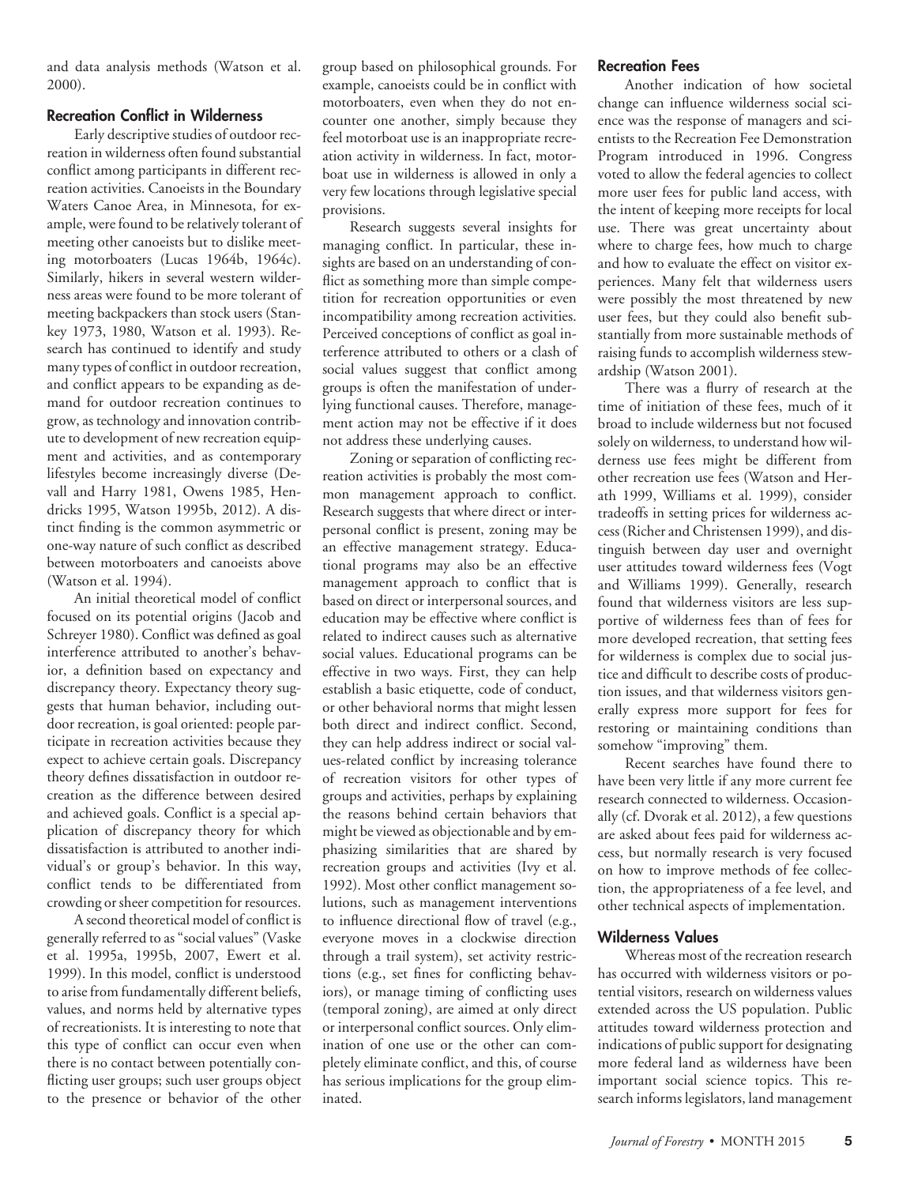and data analysis methods (Watson et al. 2000).

### Recreation Conflict in Wilderness

Early descriptive studies of outdoor recreation in wilderness often found substantial conflict among participants in different recreation activities. Canoeists in the Boundary Waters Canoe Area, in Minnesota, for example, were found to be relatively tolerant of meeting other canoeists but to dislike meeting motorboaters (Lucas 1964b, 1964c). Similarly, hikers in several western wilderness areas were found to be more tolerant of meeting backpackers than stock users (Stankey 1973, 1980, Watson et al. 1993). Research has continued to identify and study many types of conflict in outdoor recreation, and conflict appears to be expanding as demand for outdoor recreation continues to grow, as technology and innovation contribute to development of new recreation equipment and activities, and as contemporary lifestyles become increasingly diverse (Devall and Harry 1981, Owens 1985, Hendricks 1995, Watson 1995b, 2012). A distinct finding is the common asymmetric or one-way nature of such conflict as described between motorboaters and canoeists above (Watson et al. 1994).

An initial theoretical model of conflict focused on its potential origins (Jacob and Schreyer 1980). Conflict was defined as goal interference attributed to another's behavior, a definition based on expectancy and discrepancy theory. Expectancy theory suggests that human behavior, including outdoor recreation, is goal oriented: people participate in recreation activities because they expect to achieve certain goals. Discrepancy theory defines dissatisfaction in outdoor recreation as the difference between desired and achieved goals. Conflict is a special application of discrepancy theory for which dissatisfaction is attributed to another individual's or group's behavior. In this way, conflict tends to be differentiated from crowding or sheer competition for resources.

A second theoretical model of conflict is generally referred to as "social values" (Vaske et al. 1995a, 1995b, 2007, Ewert et al. 1999). In this model, conflict is understood to arise from fundamentally different beliefs, values, and norms held by alternative types of recreationists. It is interesting to note that this type of conflict can occur even when there is no contact between potentially conflicting user groups; such user groups object to the presence or behavior of the other group based on philosophical grounds. For example, canoeists could be in conflict with motorboaters, even when they do not encounter one another, simply because they feel motorboat use is an inappropriate recreation activity in wilderness. In fact, motorboat use in wilderness is allowed in only a very few locations through legislative special provisions.

Research suggests several insights for managing conflict. In particular, these insights are based on an understanding of conflict as something more than simple competition for recreation opportunities or even incompatibility among recreation activities. Perceived conceptions of conflict as goal interference attributed to others or a clash of social values suggest that conflict among groups is often the manifestation of underlying functional causes. Therefore, management action may not be effective if it does not address these underlying causes.

Zoning or separation of conflicting recreation activities is probably the most common management approach to conflict. Research suggests that where direct or interpersonal conflict is present, zoning may be an effective management strategy. Educational programs may also be an effective management approach to conflict that is based on direct or interpersonal sources, and education may be effective where conflict is related to indirect causes such as alternative social values. Educational programs can be effective in two ways. First, they can help establish a basic etiquette, code of conduct, or other behavioral norms that might lessen both direct and indirect conflict. Second, they can help address indirect or social values-related conflict by increasing tolerance of recreation visitors for other types of groups and activities, perhaps by explaining the reasons behind certain behaviors that might be viewed as objectionable and by emphasizing similarities that are shared by recreation groups and activities (Ivy et al. 1992). Most other conflict management solutions, such as management interventions to influence directional flow of travel (e.g., everyone moves in a clockwise direction through a trail system), set activity restrictions (e.g., set fines for conflicting behaviors), or manage timing of conflicting uses (temporal zoning), are aimed at only direct or interpersonal conflict sources. Only elimination of one use or the other can completely eliminate conflict, and this, of course has serious implications for the group eliminated.

### Recreation Fees

Another indication of how societal change can influence wilderness social science was the response of managers and scientists to the Recreation Fee Demonstration Program introduced in 1996. Congress voted to allow the federal agencies to collect more user fees for public land access, with the intent of keeping more receipts for local use. There was great uncertainty about where to charge fees, how much to charge and how to evaluate the effect on visitor experiences. Many felt that wilderness users were possibly the most threatened by new user fees, but they could also benefit substantially from more sustainable methods of raising funds to accomplish wilderness stewardship (Watson 2001).

There was a flurry of research at the time of initiation of these fees, much of it broad to include wilderness but not focused solely on wilderness, to understand how wilderness use fees might be different from other recreation use fees (Watson and Herath 1999, Williams et al. 1999), consider tradeoffs in setting prices for wilderness access (Richer and Christensen 1999), and distinguish between day user and overnight user attitudes toward wilderness fees (Vogt and Williams 1999). Generally, research found that wilderness users are less supportive of wilderness fees than of fees for more developed recreation, that setting fees for wilderness is complex due to social justice and difficult to describe costs of production issues, and that wilderness visitors generally express more support for fees for restoring or maintaining conditions than somehow "improving" them.

Recent searches have found there to have been very little if any more current fee research connected to wilderness. Occasionally (cf. Dvorak et al. 2012), a few questions are asked about fees paid for wilderness access, but normally research is very focused on how to improve methods of fee collection, the appropriateness of a fee level, and other technical aspects of implementation.

### Wilderness Values

Whereas most of the recreation research has occurred with wilderness visitors or potential visitors, research on wilderness values extended across the US population. Public attitudes toward wilderness protection and indications of public support for designating more federal land as wilderness have been important social science topics. This research informs legislators, land management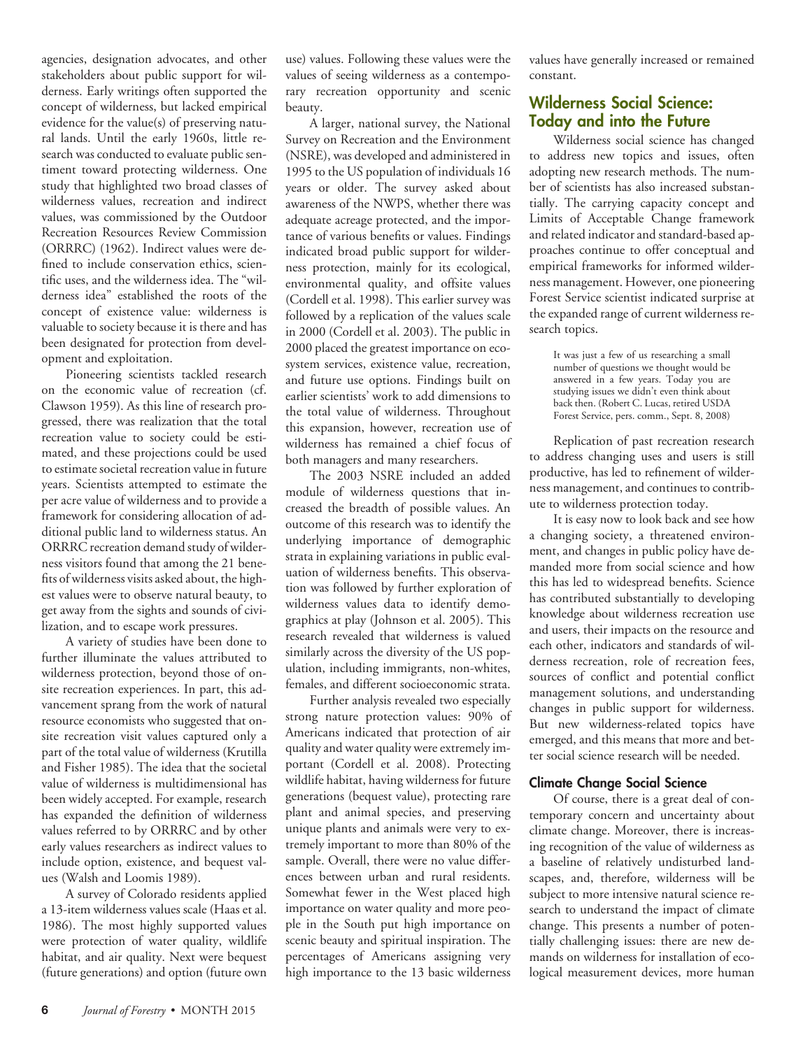agencies, designation advocates, and other stakeholders about public support for wilderness. Early writings often supported the concept of wilderness, but lacked empirical evidence for the value(s) of preserving natural lands. Until the early 1960s, little research was conducted to evaluate public sentiment toward protecting wilderness. One study that highlighted two broad classes of wilderness values, recreation and indirect values, was commissioned by the Outdoor Recreation Resources Review Commission (ORRRC) (1962). Indirect values were defined to include conservation ethics, scientific uses, and the wilderness idea. The "wilderness idea" established the roots of the concept of existence value: wilderness is valuable to society because it is there and has been designated for protection from development and exploitation.

Pioneering scientists tackled research on the economic value of recreation (cf. Clawson 1959). As this line of research progressed, there was realization that the total recreation value to society could be estimated, and these projections could be used to estimate societal recreation value in future years. Scientists attempted to estimate the per acre value of wilderness and to provide a framework for considering allocation of additional public land to wilderness status. An ORRRC recreation demand study of wilderness visitors found that among the 21 benefits of wilderness visits asked about, the highest values were to observe natural beauty, to get away from the sights and sounds of civilization, and to escape work pressures.

A variety of studies have been done to further illuminate the values attributed to wilderness protection, beyond those of onsite recreation experiences. In part, this advancement sprang from the work of natural resource economists who suggested that onsite recreation visit values captured only a part of the total value of wilderness (Krutilla and Fisher 1985). The idea that the societal value of wilderness is multidimensional has been widely accepted. For example, research has expanded the definition of wilderness values referred to by ORRRC and by other early values researchers as indirect values to include option, existence, and bequest values (Walsh and Loomis 1989).

A survey of Colorado residents applied a 13-item wilderness values scale (Haas et al. 1986). The most highly supported values were protection of water quality, wildlife habitat, and air quality. Next were bequest (future generations) and option (future own use) values. Following these values were the values of seeing wilderness as a contemporary recreation opportunity and scenic beauty.

A larger, national survey, the National Survey on Recreation and the Environment (NSRE), was developed and administered in 1995 to the US population of individuals 16 years or older. The survey asked about awareness of the NWPS, whether there was adequate acreage protected, and the importance of various benefits or values. Findings indicated broad public support for wilderness protection, mainly for its ecological, environmental quality, and offsite values (Cordell et al. 1998). This earlier survey was followed by a replication of the values scale in 2000 (Cordell et al. 2003). The public in 2000 placed the greatest importance on ecosystem services, existence value, recreation, and future use options. Findings built on earlier scientists' work to add dimensions to the total value of wilderness. Throughout this expansion, however, recreation use of wilderness has remained a chief focus of both managers and many researchers.

The 2003 NSRE included an added module of wilderness questions that increased the breadth of possible values. An outcome of this research was to identify the underlying importance of demographic strata in explaining variations in public evaluation of wilderness benefits. This observation was followed by further exploration of wilderness values data to identify demographics at play (Johnson et al. 2005). This research revealed that wilderness is valued similarly across the diversity of the US population, including immigrants, non-whites, females, and different socioeconomic strata.

Further analysis revealed two especially strong nature protection values: 90% of Americans indicated that protection of air quality and water quality were extremely important (Cordell et al. 2008). Protecting wildlife habitat, having wilderness for future generations (bequest value), protecting rare plant and animal species, and preserving unique plants and animals were very to extremely important to more than 80% of the sample. Overall, there were no value differences between urban and rural residents. Somewhat fewer in the West placed high importance on water quality and more people in the South put high importance on scenic beauty and spiritual inspiration. The percentages of Americans assigning very high importance to the 13 basic wilderness values have generally increased or remained constant.

## Wilderness Social Science: Today and into the Future

Wilderness social science has changed to address new topics and issues, often adopting new research methods. The number of scientists has also increased substantially. The carrying capacity concept and Limits of Acceptable Change framework and related indicator and standard-based approaches continue to offer conceptual and empirical frameworks for informed wilderness management. However, one pioneering Forest Service scientist indicated surprise at the expanded range of current wilderness research topics.

> It was just a few of us researching a small number of questions we thought would be answered in a few years. Today you are studying issues we didn't even think about back then. (Robert C. Lucas, retired USDA Forest Service, pers. comm., Sept. 8, 2008)

Replication of past recreation research to address changing uses and users is still productive, has led to refinement of wilderness management, and continues to contribute to wilderness protection today.

It is easy now to look back and see how a changing society, a threatened environment, and changes in public policy have demanded more from social science and how this has led to widespread benefits. Science has contributed substantially to developing knowledge about wilderness recreation use and users, their impacts on the resource and each other, indicators and standards of wilderness recreation, role of recreation fees, sources of conflict and potential conflict management solutions, and understanding changes in public support for wilderness. But new wilderness-related topics have emerged, and this means that more and better social science research will be needed.

### Climate Change Social Science

Of course, there is a great deal of contemporary concern and uncertainty about climate change. Moreover, there is increasing recognition of the value of wilderness as a baseline of relatively undisturbed landscapes, and, therefore, wilderness will be subject to more intensive natural science research to understand the impact of climate change. This presents a number of potentially challenging issues: there are new demands on wilderness for installation of ecological measurement devices, more human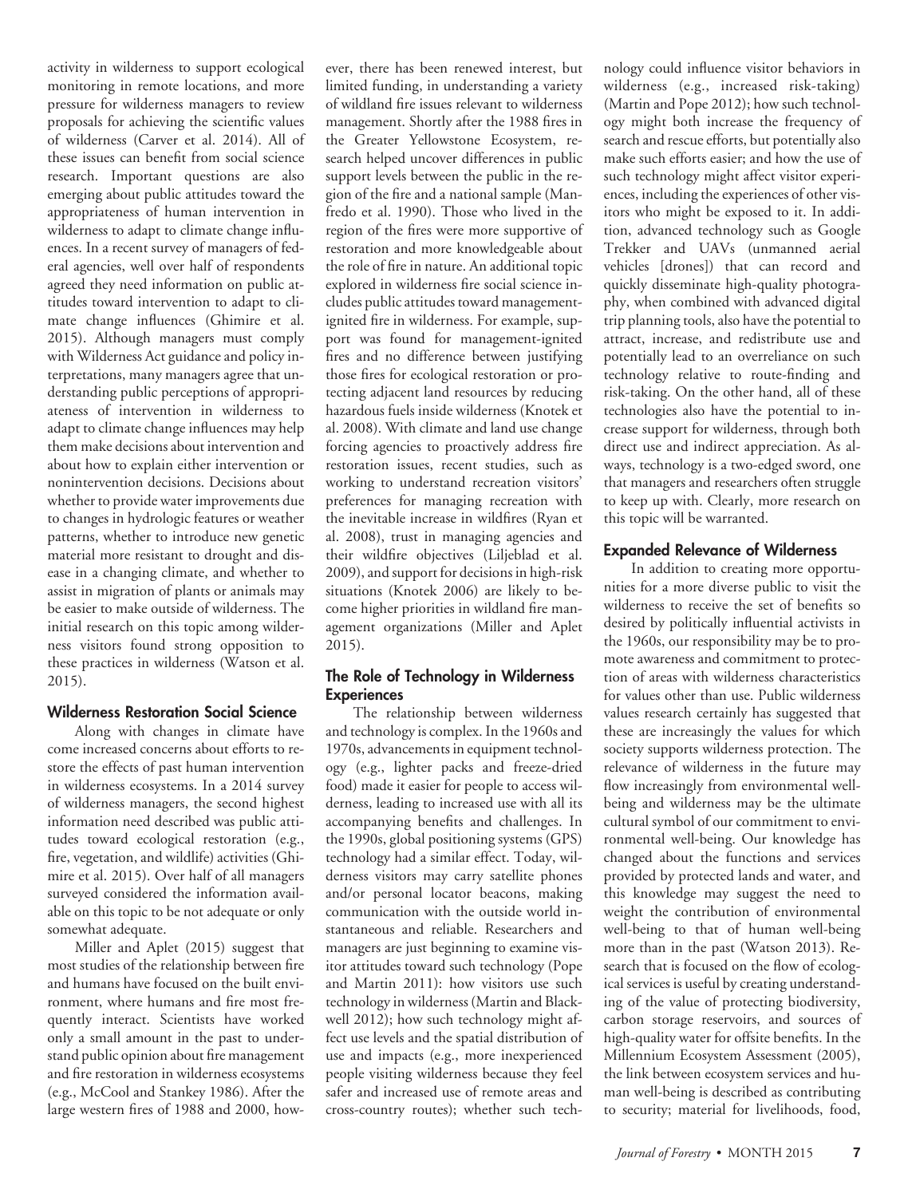activity in wilderness to support ecological monitoring in remote locations, and more pressure for wilderness managers to review proposals for achieving the scientific values of wilderness (Carver et al. 2014). All of these issues can benefit from social science research. Important questions are also emerging about public attitudes toward the appropriateness of human intervention in wilderness to adapt to climate change influences. In a recent survey of managers of federal agencies, well over half of respondents agreed they need information on public attitudes toward intervention to adapt to climate change influences (Ghimire et al. 2015). Although managers must comply with Wilderness Act guidance and policy interpretations, many managers agree that understanding public perceptions of appropriateness of intervention in wilderness to adapt to climate change influences may help them make decisions about intervention and about how to explain either intervention or nonintervention decisions. Decisions about whether to provide water improvements due to changes in hydrologic features or weather patterns, whether to introduce new genetic material more resistant to drought and disease in a changing climate, and whether to assist in migration of plants or animals may be easier to make outside of wilderness. The initial research on this topic among wilderness visitors found strong opposition to these practices in wilderness (Watson et al. 2015).

### Wilderness Restoration Social Science

Along with changes in climate have come increased concerns about efforts to restore the effects of past human intervention in wilderness ecosystems. In a 2014 survey of wilderness managers, the second highest information need described was public attitudes toward ecological restoration (e.g., fire, vegetation, and wildlife) activities (Ghimire et al. 2015). Over half of all managers surveyed considered the information available on this topic to be not adequate or only somewhat adequate.

Miller and Aplet (2015) suggest that most studies of the relationship between fire and humans have focused on the built environment, where humans and fire most frequently interact. Scientists have worked only a small amount in the past to understand public opinion about fire management and fire restoration in wilderness ecosystems (e.g., McCool and Stankey 1986). After the large western fires of 1988 and 2000, however, there has been renewed interest, but limited funding, in understanding a variety of wildland fire issues relevant to wilderness management. Shortly after the 1988 fires in the Greater Yellowstone Ecosystem, research helped uncover differences in public support levels between the public in the region of the fire and a national sample (Manfredo et al. 1990). Those who lived in the region of the fires were more supportive of restoration and more knowledgeable about the role of fire in nature. An additional topic explored in wilderness fire social science includes public attitudes toward management-ignited fire in wilderness. For example, support was found for management-ignited fires and no difference between justifying those fires for ecological restoration or protecting adjacent land resources by reducing hazardous fuels inside wilderness (Knotek et al. 2008). With climate and land use change forcing agencies to proactively address fire restoration issues, recent studies, such as working to understand recreation visitors' preferences for managing recreation with the inevitable increase in wildfires (Ryan et al. 2008), trust in managing agencies and their wildfire objectives (Liljeblad et al. 2009), and support for decisions in high-risk situations (Knotek 2006) are likely to become higher priorities in wildland fire management organizations (Miller and Aplet 2015).

### The Role of Technology in Wilderness Experiences

The relationship between wilderness and technology is complex. In the 1960s and 1970s, advancements in equipment technology (e.g., lighter packs and freeze-dried food) made it easier for people to access wilderness, leading to increased use with all its accompanying benefits and challenges. In the 1990s, global positioning systems (GPS) technology had a similar effect. Today, wilderness visitors may carry satellite phones and/or personal locator beacons, making communication with the outside world instantaneous and reliable. Researchers and managers are just beginning to examine visitor attitudes toward such technology (Pope and Martin 2011): how visitors use such technology in wilderness (Martin and Blackwell 2012); how such technology might affect use levels and the spatial distribution of use and impacts (e.g., more inexperienced people visiting wilderness because they feel safer and increased use of remote areas and cross-country routes); whether such technology could influence visitor behaviors in wilderness (e.g., increased risk-taking) (Martin and Pope 2012); how such technology might both increase the frequency of search and rescue efforts, but potentially also make such efforts easier; and how the use of such technology might affect visitor experiences, including the experiences of other visitors who might be exposed to it. In addition, advanced technology such as Google Trekker and UAVs (unmanned aerial vehicles [drones]) that can record and quickly disseminate high-quality photography, when combined with advanced digital trip planning tools, also have the potential to attract, increase, and redistribute use and potentially lead to an overreliance on such technology relative to route-finding and risk-taking. On the other hand, all of these technologies also have the potential to increase support for wilderness, through both direct use and indirect appreciation. As always, technology is a two-edged sword, one that managers and researchers often struggle to keep up with. Clearly, more research on this topic will be warranted.

### Expanded Relevance of Wilderness

In addition to creating more opportunities for a more diverse public to visit the wilderness to receive the set of benefits so desired by politically influential activists in the 1960s, our responsibility may be to promote awareness and commitment to protection of areas with wilderness characteristics for values other than use. Public wilderness values research certainly has suggested that these are increasingly the values for which society supports wilderness protection. The relevance of wilderness in the future may flow increasingly from environmental well-being and wilderness may be the ultimate cultural symbol of our commitment to environmental well-being. Our knowledge has changed about the functions and services provided by protected lands and water, and this knowledge may suggest the need to weight the contribution of environmental well-being to that of human well-being more than in the past (Watson 2013). Research that is focused on the flow of ecological services is useful by creating understanding of the value of protecting biodiversity, carbon storage reservoirs, and sources of high-quality water for offsite benefits. In the Millennium Ecosystem Assessment (2005), the link between ecosystem services and human well-being is described as contributing to security; material for livelihoods, food,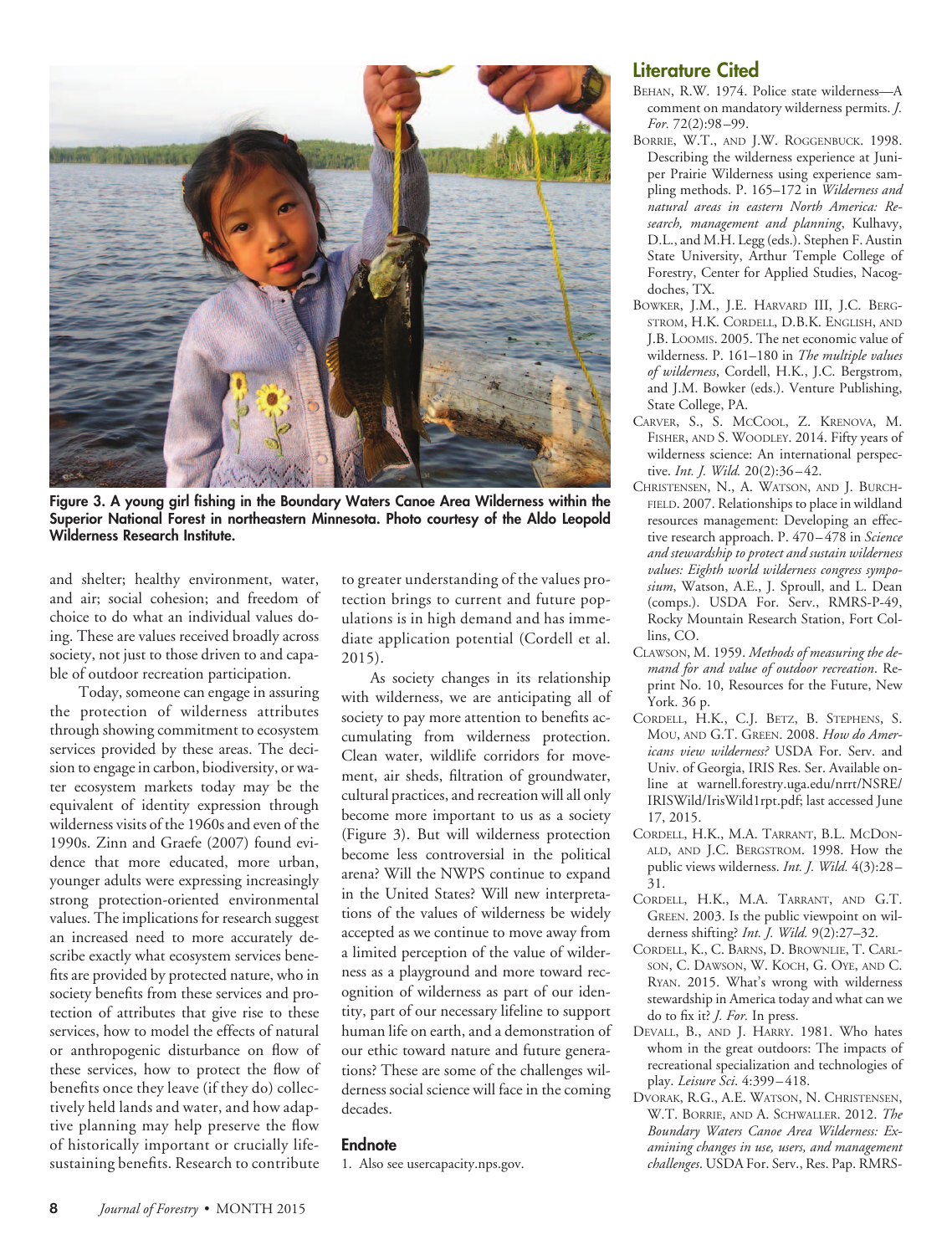Figure 3. A young girl fishing in the Boundary Waters Canoe Area Wilderness within the Superior National Forest in northeastern Minnesota. Photo courtesy of the Aldo Leopold Wilderness Research Institute.

and shelter; healthy environment, water, and air; social cohesion; and freedom of choice to do what an individual values doing. These are values received broadly across society, not just to those driven to and capable of outdoor recreation participation.

Today, someone can engage in assuring the protection of wilderness attributes through showing commitment to ecosystem services provided by these areas. The decision to engage in carbon, biodiversity, or water ecosystem markets today may be the equivalent of identity expression through wilderness visits of the 1960s and even of the 1990s. Zinn and Graefe (2007) found evidence that more educated, more urban, younger adults were expressing increasingly strong protection-oriented environmental values. The implications for research suggest an increased need to more accurately describe exactly what ecosystem services benefits are provided by protected nature, who in society benefits from these services and protection of attributes that give rise to these services, how to model the effects of natural or anthropogenic disturbance on flow of these services, how to protect the flow of benefits once they leave (if they do) collectively held lands and water, and how adaptive planning may help preserve the flow of historically important or crucially life-sustaining benefits. Research to contribute to greater understanding of the values protection brings to current and future populations is in high demand and has immediate application potential (Cordell et al. 2015).

As society changes in its relationship with wilderness, we are anticipating all of society to pay more attention to benefits accumulating from wilderness protection. Clean water, wildlife corridors for movement, air sheds, filtration of groundwater, cultural practices, and recreation will all only become more important to us as a society (Figure 3). But will wilderness protection become less controversial in the political arena? Will the NWPS continue to expand in the United States? Will new interpretations of the values of wilderness be widely accepted as we continue to move away from a limited perception of the value of wilderness as a playground and more toward recognition of wilderness as part of our identity, part of our necessary lifeline to support human life on earth, and a demonstration of our ethic toward nature and future generations? These are some of the challenges wilderness social science will face in the coming decades.

## Endnote

1. Also see usercapacity.nps.gov.

## Literature Cited

Behan, R.W. 1974. Police state wilderness—A comment on mandatory wilderness permits. *J. For.* 72(2):98–99.

Borrie, W.T., and J.W. Roggenbuck. 1998. Describing the wilderness experience at Juniper Prairie Wilderness using experience sampling methods. P. 165–172 in *Wilderness and natural areas in eastern North America: Research, management and planning*, Kulhavy, D.L., and M.H. Legg (eds.). Stephen F. Austin State University, Arthur Temple College of Forestry, Center for Applied Studies, Nacogdoches, TX.

Bowker, J.M., J.E. Harvard III, J.C. Bergstrom, H.K. Cordell, D.B.K. English, and J.B. Loomis. 2005. The net economic value of wilderness. P. 161–180 in *The multiple values of wilderness*, Cordell, H.K., J.C. Bergstrom, and J.M. Bowker (eds.). Venture Publishing, State College, PA.

Carver, S., S. McCool, Z. Krenova, M. Fisher, and S. Woodley. 2014. Fifty years of wilderness science: An international perspective. *Int. J. Wild.* 20(2):36–42.

Christensen, N., A. Watson, and J. Burchfield. 2007. Relationships to place in wildland resources management: Developing an effective research approach. P. 470–478 in *Science and stewardship to protect and sustain wilderness values: Eighth world wilderness congress symposium*, Watson, A.E., J. Sproull, and L. Dean (comps.). USDA For. Serv., RMRS-P-49, Rocky Mountain Research Station, Fort Collins, CO.

Clawson, M. 1959. *Methods of measuring the demand for and value of outdoor recreation*. Reprint No. 10, Resources for the Future, New York. 36 p.

Cordell, H.K., C.J. Betz, B. Stephens, S. Mou, and G.T. Green. 2008. *How do Americans view wilderness?* USDA For. Serv. and Univ. of Georgia, IRIS Res. Ser. Available online at warnell.forestry.uga.edu/nrrt/NSRE/IRISWild/IrisWild1rpt.pdf; last accessed June 17, 2015.

Cordell, H.K., M.A. Tarrant, B.L. McDonald, and J.C. Bergstrom. 1998. How the public views wilderness. *Int. J. Wild.* 4(3):28–31.

Cordell, H.K., M.A. Tarrant, and G.T. Green. 2003. Is the public viewpoint on wilderness shifting? *Int. J. Wild.* 9(2):27–32.

Cordell, K., C. Barns, D. Brownlie, T. Carlson, C. Dawson, W. Koch, G. Oye, and C. Ryan. 2015. What's wrong with wilderness stewardship in America today and what can we do to fix it? *J. For.* In press.

Devall, B., and J. Harry. 1981. Who hates whom in the great outdoors: The impacts of recreational specialization and technologies of play. *Leisure Sci.* 4:399–418.

Dvorak, R.G., A.E. Watson, N. Christensen, W.T. Borrie, and A. Schwaller. 2012. *The Boundary Waters Canoe Area Wilderness: Examining changes in use, users, and management challenges*. USDA For. Serv., Res. Pap. RMRS-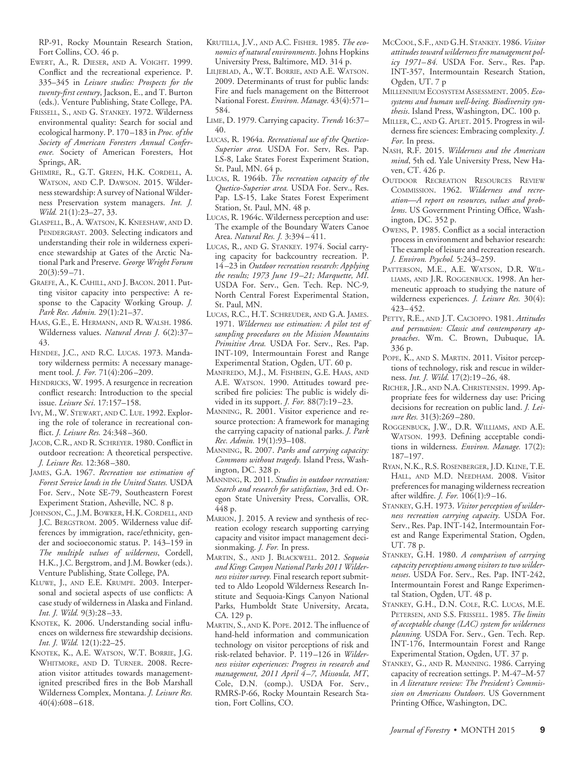RP-91, Rocky Mountain Research Station, Fort Collins, CO. 46 p.

Ewert, A., R. Dieser, and A. Voight. 1999. Conflict and the recreational experience. P. 335–345 in *Leisure studies: Prospects for the twenty-first century*, Jackson, E., and T. Burton (eds.). Venture Publishing, State College, PA.

Frissell, S., and G. Stankey. 1972. Wilderness environmental quality: Search for social and ecological harmony. P. 170–183 in *Proc. of the Society of American Foresters Annual Conference.* Society of American Foresters, Hot Springs, AR.

Ghimire, R., G.T. Green, H.K. Cordell, A. Watson, and C.P. Dawson. 2015. Wilderness stewardship: A survey of National Wilderness Preservation system managers. *Int. J. Wild.* 21(1):23–27, 33.

Glaspell, B., A. Watson, K. Kneeshaw, and D. Pendergrast. 2003. Selecting indicators and understanding their role in wilderness experience stewardship at Gates of the Arctic National Park and Preserve. *George Wright Forum* 20(3):59–71.

Graefe, A., K. Cahill, and J. Bacon. 2011. Putting visitor capacity into perspective: A response to the Capacity Working Group. *J. Park Rec. Admin.* 29(1):21–37.

Haas, G.E., E. Hermann, and R. Walsh. 1986. Wilderness values. *Natural Areas J.* 6(2):37–43.

Hendee, J.C., and R.C. Lucas. 1973. Mandatory wilderness permits: A necessary management tool. *J. For.* 71(4):206–209.

Hendricks, W. 1995. A resurgence in recreation conflict research: Introduction to the special issue. *Leisure Sci*. 17:157–158.

Ivy, M., W. Stewart, and C. Lue. 1992. Exploring the role of tolerance in recreational conflict. *J. Leisure Res.* 24:348–360.

Jacob, C.R., and R. Schreyer. 1980. Conflict in outdoor recreation: A theoretical perspective. *J. Leisure Res.* 12:368–380.

James, G.A. 1967. *Recreation use estimation of Forest Service lands in the United States.* USDA For. Serv., Note SE-79, Southeastern Forest Experiment Station, Asheville, NC. 8 p.

Johnson, C., J.M. Bowker, H.K. Cordell, and J.C. Bergstrom. 2005. Wilderness value differences by immigration, race/ethnicity, gender and socioeconomic status. P. 143–159 in *The multiple values of wilderness*, Cordell, H.K., J.C. Bergstrom, and J.M. Bowker (eds.). Venture Publishing, State College, PA.

Kluwe, J., and E.E. Krumpe. 2003. Interpersonal and societal aspects of use conflicts: A case study of wilderness in Alaska and Finland. *Int. J. Wild.* 9(3):28–33.

Knotek, K. 2006. Understanding social influences on wilderness fire stewardship decisions. *Int. J. Wild.* 12(1):22–25.

Knotek, K., A.E. Watson, W.T. Borrie, J.G. Whitmore, and D. Turner. 2008. Recreation visitor attitudes towards management-ignited prescribed fires in the Bob Marshall Wilderness Complex, Montana. *J. Leisure Res.* 40(4):608–618.

Krutilla, J.V., and A.C. Fisher. 1985. *The economics of natural environments*. Johns Hopkins University Press, Baltimore, MD. 314 p.

Liljeblad, A., W.T. Borrie, and A.E. Watson. 2009. Determinants of trust for public lands: Fire and fuels management on the Bitterroot National Forest. *Environ. Manage.* 43(4):571–584.

Lime, D. 1979. Carrying capacity. *Trends* 16:37–40.

Lucas, R. 1964a. *Recreational use of the Quetico-Superior area.* USDA For. Serv, Res. Pap. LS-8, Lake States Forest Experiment Station, St. Paul, MN. 64 p.

Lucas, R. 1964b. *The recreation capacity of the Quetico-Superior area.* USDA For. Serv., Res. Pap. LS-15, Lake States Forest Experiment Station, St. Paul, MN. 48 p.

Lucas, R. 1964c. Wilderness perception and use: The example of the Boundary Waters Canoe Area. *Natural Res. J.* 3:394–411.

Lucas, R., and G. Stankey. 1974. Social carrying capacity for backcountry recreation. P. 14–23 in *Outdoor recreation research: Applying the results; 1973 June 19–21; Marquette, MI.* USDA For. Serv., Gen. Tech. Rep. NC-9, North Central Forest Experimental Station, St. Paul, MN.

Lucas, R.C., H.T. Schreuder, and G.A. James. 1971. *Wilderness use estimation: A pilot test of sampling procedures on the Mission Mountains Primitive Area.* USDA For. Serv., Res. Pap. INT-109, Intermountain Forest and Range Experimental Station, Ogden, UT. 60 p.

Manfredo, M.J., M. Fishbein, G.E. Haas, and A.E. Watson. 1990. Attitudes toward prescribed fire policies: The public is widely divided in its support. *J. For.* 88(7):19–23.

Manning, R. 2001. Visitor experience and resource protection: A framework for managing the carrying capacity of national parks. *J. Park Rec. Admin.* 19(1):93–108.

Manning, R. 2007. *Parks and carrying capacity: Commons without tragedy.* Island Press, Washington, DC. 328 p.

Manning, R. 2011. *Studies in outdoor recreation: Search and research for satisfaction*, 3rd ed. Oregon State University Press, Corvallis, OR. 448 p.

Marion, J. 2015. A review and synthesis of recreation ecology research supporting carrying capacity and visitor impact management decisionmaking. *J. For.* In press.

Martin, S., and J. Blackwell. 2012. *Sequoia and Kings Canyon National Parks 2011 Wilderness visitor survey.* Final research report submitted to Aldo Leopold Wilderness Research Institute and Sequoia-Kings Canyon National Parks, Humboldt State University, Arcata, CA. 129 p.

Martin, S., and K. Pope. 2012. The influence of hand-held information and communication technology on visitor perceptions of risk and risk-related behavior. P. 119–126 in *Wilderness visitor experiences: Progress in research and management, 2011 April 4–7, Missoula, MT*, Cole, D.N. (comp.). USDA For. Serv., RMRS-P-66, Rocky Mountain Research Station, Fort Collins, CO.

McCool, S.F., and G.H. Stankey. 1986. *Visitor attitudes toward wilderness fire management policy 1971–84.* USDA For. Serv., Res. Pap. INT-357, Intermountain Research Station, Ogden, UT. 7 p

Millennium Ecosystem Assessment. 2005. *Ecosystems and human well-being. Biodiversity synthesis*. Island Press, Washington, DC. 100 p.

Miller, C., and G. Aplet. 2015. Progress in wilderness fire sciences: Embracing complexity. *J. For.* In press.

Nash, R.F. 2015. *Wilderness and the American mind*, 5th ed. Yale University Press, New Haven, CT. 426 p.

Outdoor Recreation Resources Review Commission. 1962. *Wilderness and recreation—A report on resources, values and problems*. US Government Printing Office, Washington, DC. 352 p.

Owens, P. 1985. Conflict as a social interaction process in environment and behavior research: The example of leisure and recreation research. *J. Environ. Psychol.* 5:243–259.

Patterson, M.E., A.E. Watson, D.R. Williams, and J.R. Roggenbuck. 1998. An hermeneutic approach to studying the nature of wilderness experiences. *J. Leisure Res.* 30(4): 423–452.

Petty, R.E., and J.T. Cacioppo. 1981. *Attitudes and persuasion: Classic and contemporary approaches*. Wm. C. Brown, Dubuque, IA. 336 p.

Pope, K., and S. Martin. 2011. Visitor perceptions of technology, risk and rescue in wilderness. *Int. J. Wild.* 17(2):19–26, 48.

Richer, J.R., and N.A. Christensen. 1999. Appropriate fees for wilderness day use: Pricing decisions for recreation on public land. *J. Leisure Res.* 31(3):269–280.

Roggenbuck, J.W., D.R. Williams, and A.E. Watson. 1993. Defining acceptable conditions in wilderness. *Environ. Manage.* 17(2): 187–197.

Ryan, N.K., R.S. Rosenberger, J.D. Kline, T.E. Hall, and M.D. Needham. 2008. Visitor preferences for managing wilderness recreation after wildfire. *J. For.* 106(1):9–16.

Stankey, G.H. 1973. *Visitor perception of wilderness recreation carrying capacity*. USDA For. Serv., Res. Pap. INT-142, Intermountain Forest and Range Experimental Station, Ogden, UT. 78 p.

Stankey, G.H. 1980. *A comparison of carrying capacity perceptions among visitors to two wildernesses*. USDA For. Serv., Res. Pap. INT-242, Intermountain Forest and Range Experimental Station, Ogden, UT. 48 p.

Stankey, G.H., D.N. Cole, R.C. Lucas, M.E. Petersen, and S.S. Frissell. 1985. *The limits of acceptable change (LAC) system for wilderness planning.* USDA For. Serv., Gen. Tech. Rep. INT-176, Intermountain Forest and Range Experimental Station, Ogden, UT. 37 p.

Stankey, G., and R. Manning. 1986. Carrying capacity of recreation settings. P. M-47–M-57 in *A literature review: The President's Commission on Americans Outdoors*. US Government Printing Office, Washington, DC.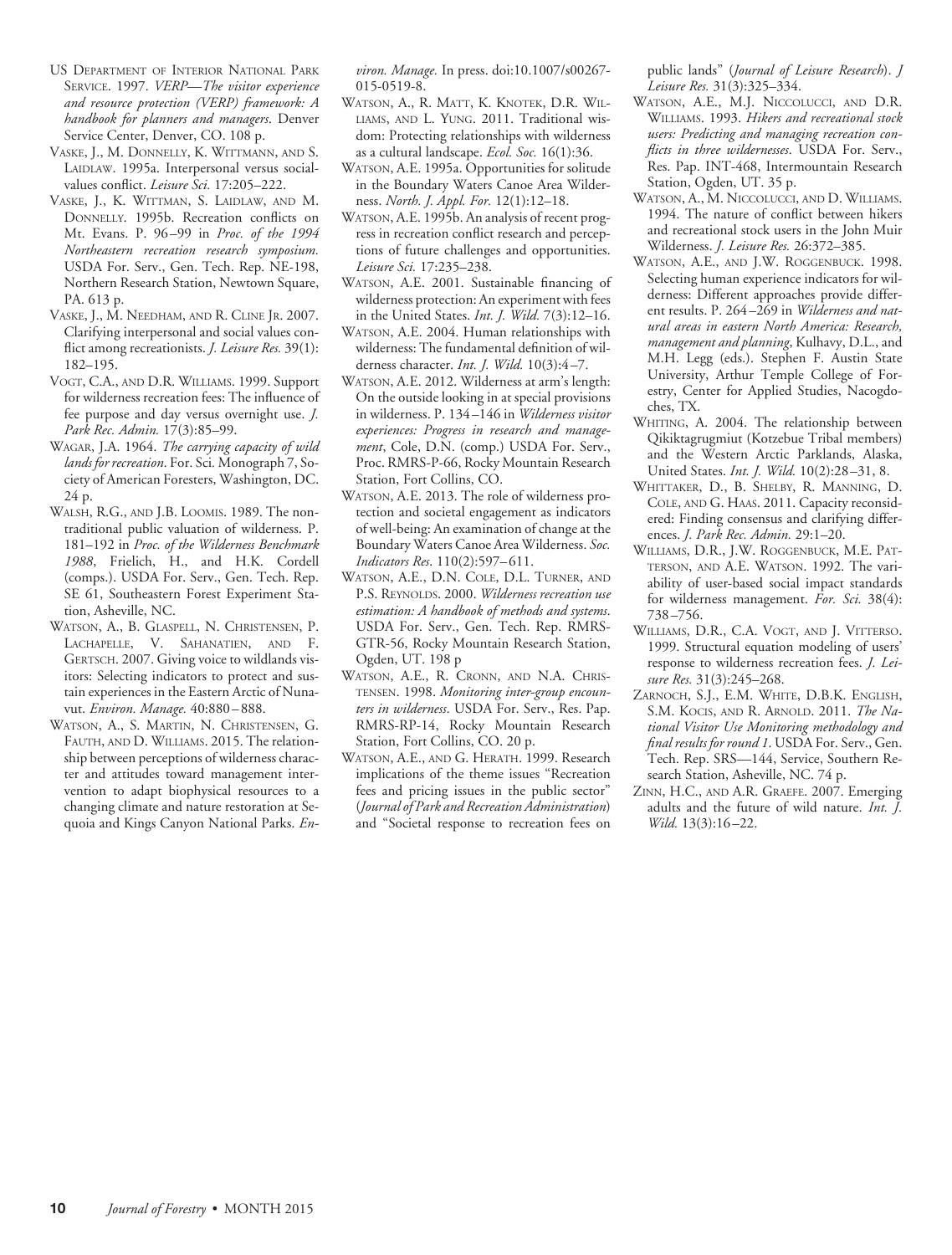US Department of Interior National Park Service. 1997. *VERP—The visitor experience and resource protection (VERP) framework: A handbook for planners and managers*. Denver Service Center, Denver, CO. 108 p.

Vaske, J., M. Donnelly, K. Wittmann, and S. Laidlaw. 1995a. Interpersonal versus social-values conflict. *Leisure Sci.* 17:205–222.

Vaske, J., K. Wittman, S. Laidlaw, and M. Donnelly. 1995b. Recreation conflicts on Mt. Evans. P. 96–99 in *Proc. of the 1994 Northeastern recreation research symposium.* USDA For. Serv., Gen. Tech. Rep. NE-198, Northern Research Station, Newtown Square, PA. 613 p.

Vaske, J., M. Needham, and R. Cline Jr. 2007. Clarifying interpersonal and social values conflict among recreationists. *J. Leisure Res.* 39(1): 182–195.

Vogt, C.A., and D.R. Williams. 1999. Support for wilderness recreation fees: The influence of fee purpose and day versus overnight use. *J. Park Rec. Admin.* 17(3):85–99.

Wagar, J.A. 1964. *The carrying capacity of wild lands for recreation*. For. Sci. Monograph 7, Society of American Foresters, Washington, DC. 24 p.

Walsh, R.G., and J.B. Loomis. 1989. The non-traditional public valuation of wilderness. P. 181–192 in *Proc. of the Wilderness Benchmark 1988*, Frielich, H., and H.K. Cordell (comps.). USDA For. Serv., Gen. Tech. Rep. SE 61, Southeastern Forest Experiment Station, Asheville, NC.

Watson, A., B. Glaspell, N. Christensen, P. Lachapelle, V. Sahanatien, and F. Gertsch. 2007. Giving voice to wildlands visitors: Selecting indicators to protect and sustain experiences in the Eastern Arctic of Nunavut. *Environ. Manage.* 40:880–888.

Watson, A., S. Martin, N. Christensen, G. Fauth, and D. Williams. 2015. The relationship between perceptions of wilderness character and attitudes toward management intervention to adapt biophysical resources to a changing climate and nature restoration at Sequoia and Kings Canyon National Parks. *Environ. Manage.* In press. doi:10.1007/s00267-015-0519-8.

Watson, A., R. Matt, K. Knotek, D.R. Williams, and L. Yung. 2011. Traditional wisdom: Protecting relationships with wilderness as a cultural landscape. *Ecol. Soc.* 16(1):36.

Watson, A.E. 1995a. Opportunities for solitude in the Boundary Waters Canoe Area Wilderness. *North. J. Appl. For.* 12(1):12–18.

Watson, A.E. 1995b. An analysis of recent progress in recreation conflict research and perceptions of future challenges and opportunities. *Leisure Sci.* 17:235–238.

Watson, A.E. 2001. Sustainable financing of wilderness protection: An experiment with fees in the United States. *Int. J. Wild.* 7(3):12–16.

Watson, A.E. 2004. Human relationships with wilderness: The fundamental definition of wilderness character. *Int. J. Wild.* 10(3):4–7.

Watson, A.E. 2012. Wilderness at arm's length: On the outside looking in at special provisions in wilderness. P. 134–146 in *Wilderness visitor experiences: Progress in research and management*, Cole, D.N. (comp.) USDA For. Serv., Proc. RMRS-P-66, Rocky Mountain Research Station, Fort Collins, CO.

Watson, A.E. 2013. The role of wilderness protection and societal engagement as indicators of well-being: An examination of change at the Boundary Waters Canoe Area Wilderness. *Soc. Indicators Res.* 110(2):597–611.

Watson, A.E., D.N. Cole, D.L. Turner, and P.S. Reynolds. 2000. *Wilderness recreation use estimation: A handbook of methods and systems*. USDA For. Serv., Gen. Tech. Rep. RMRS-GTR-56, Rocky Mountain Research Station, Ogden, UT. 198 p

Watson, A.E., R. Cronn, and N.A. Christensen. 1998. *Monitoring inter-group encounters in wilderness*. USDA For. Serv., Res. Pap. RMRS-RP-14, Rocky Mountain Research Station, Fort Collins, CO. 20 p.

Watson, A.E., and G. Herath. 1999. Research implications of the theme issues "Recreation fees and pricing issues in the public sector" (*Journal of Park and Recreation Administration*) and "Societal response to recreation fees on public lands" (*Journal of Leisure Research*). *J Leisure Res.* 31(3):325–334.

Watson, A.E., M.J. Niccolucci, and D.R. Williams. 1993. *Hikers and recreational stock users: Predicting and managing recreation conflicts in three wildernesses*. USDA For. Serv., Res. Pap. INT-468, Intermountain Research Station, Ogden, UT. 35 p.

Watson, A., M. Niccolucci, and D. Williams. 1994. The nature of conflict between hikers and recreational stock users in the John Muir Wilderness. *J. Leisure Res.* 26:372–385.

Watson, A.E., and J.W. Roggenbuck. 1998. Selecting human experience indicators for wilderness: Different approaches provide different results. P. 264–269 in *Wilderness and natural areas in eastern North America: Research, management and planning*, Kulhavy, D.L., and M.H. Legg (eds.). Stephen F. Austin State University, Arthur Temple College of Forestry, Center for Applied Studies, Nacogdoches, TX.

Whiting, A. 2004. The relationship between Qikiktagrugmiut (Kotzebue Tribal members) and the Western Arctic Parklands, Alaska, United States. *Int. J. Wild.* 10(2):28–31, 8.

Whittaker, D., B. Shelby, R. Manning, D. Cole, and G. Haas. 2011. Capacity reconsidered: Finding consensus and clarifying differences. *J. Park Rec. Admin.* 29:1–20.

Williams, D.R., J.W. Roggenbuck, M.E. Patterson, and A.E. Watson. 1992. The variability of user-based social impact standards for wilderness management. *For. Sci.* 38(4): 738–756.

Williams, D.R., C.A. Vogt, and J. Vitterso. 1999. Structural equation modeling of users' response to wilderness recreation fees. *J. Leisure Res.* 31(3):245–268.

Zarnoch, S.J., E.M. White, D.B.K. English, S.M. Kocis, and R. Arnold. 2011. *The National Visitor Use Monitoring methodology and final results for round 1*. USDA For. Serv., Gen. Tech. Rep. SRS—144, Service, Southern Research Station, Asheville, NC. 74 p.

Zinn, H.C., and A.R. Graefe. 2007. Emerging adults and the future of wild nature. *Int. J. Wild.* 13(3):16–22.